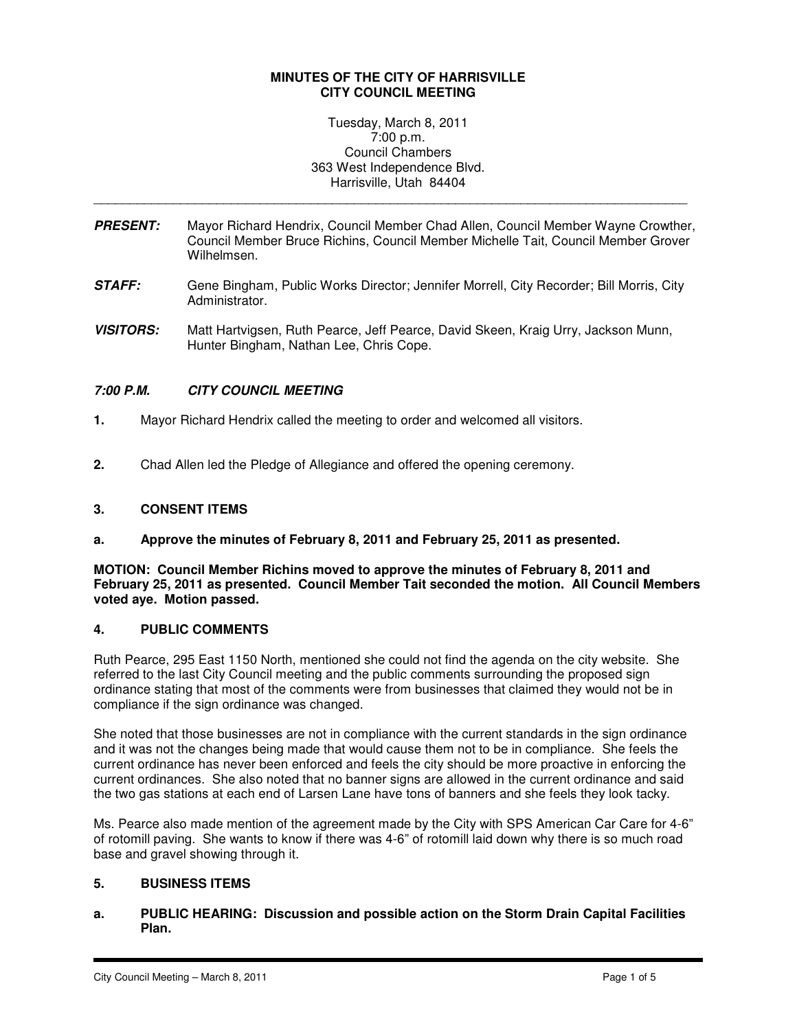**MINUTES OF THE CITY OF HARRISVILLE**
**CITY COUNCIL MEETING**

Tuesday, March 8, 2011
7:00 p.m.
Council Chambers
363 West Independence Blvd.
Harrisville, Utah 84404

---

***PRESENT:*** Mayor Richard Hendrix, Council Member Chad Allen, Council Member Wayne Crowther, Council Member Bruce Richins, Council Member Michelle Tait, Council Member Grover Wilhelmsen.

***STAFF:*** Gene Bingham, Public Works Director; Jennifer Morrell, City Recorder; Bill Morris, City Administrator.

***VISITORS:*** Matt Hartvigsen, Ruth Pearce, Jeff Pearce, David Skeen, Kraig Urry, Jackson Munn, Hunter Bingham, Nathan Lee, Chris Cope.

***7:00 P.M. CITY COUNCIL MEETING***

**1.** Mayor Richard Hendrix called the meeting to order and welcomed all visitors.

**2.** Chad Allen led the Pledge of Allegiance and offered the opening ceremony.

**3. CONSENT ITEMS**

**a. Approve the minutes of February 8, 2011 and February 25, 2011 as presented.**

**MOTION: Council Member Richins moved to approve the minutes of February 8, 2011 and February 25, 2011 as presented. Council Member Tait seconded the motion. All Council Members voted aye. Motion passed.**

**4. PUBLIC COMMENTS**

Ruth Pearce, 295 East 1150 North, mentioned she could not find the agenda on the city website. She referred to the last City Council meeting and the public comments surrounding the proposed sign ordinance stating that most of the comments were from businesses that claimed they would not be in compliance if the sign ordinance was changed.

She noted that those businesses are not in compliance with the current standards in the sign ordinance and it was not the changes being made that would cause them not to be in compliance. She feels the current ordinance has never been enforced and feels the city should be more proactive in enforcing the current ordinances. She also noted that no banner signs are allowed in the current ordinance and said the two gas stations at each end of Larsen Lane have tons of banners and she feels they look tacky.

Ms. Pearce also made mention of the agreement made by the City with SPS American Car Care for 4-6" of rotomill paving. She wants to know if there was 4-6" of rotomill laid down why there is so much road base and gravel showing through it.

**5. BUSINESS ITEMS**

**a. PUBLIC HEARING: Discussion and possible action on the Storm Drain Capital Facilities Plan.**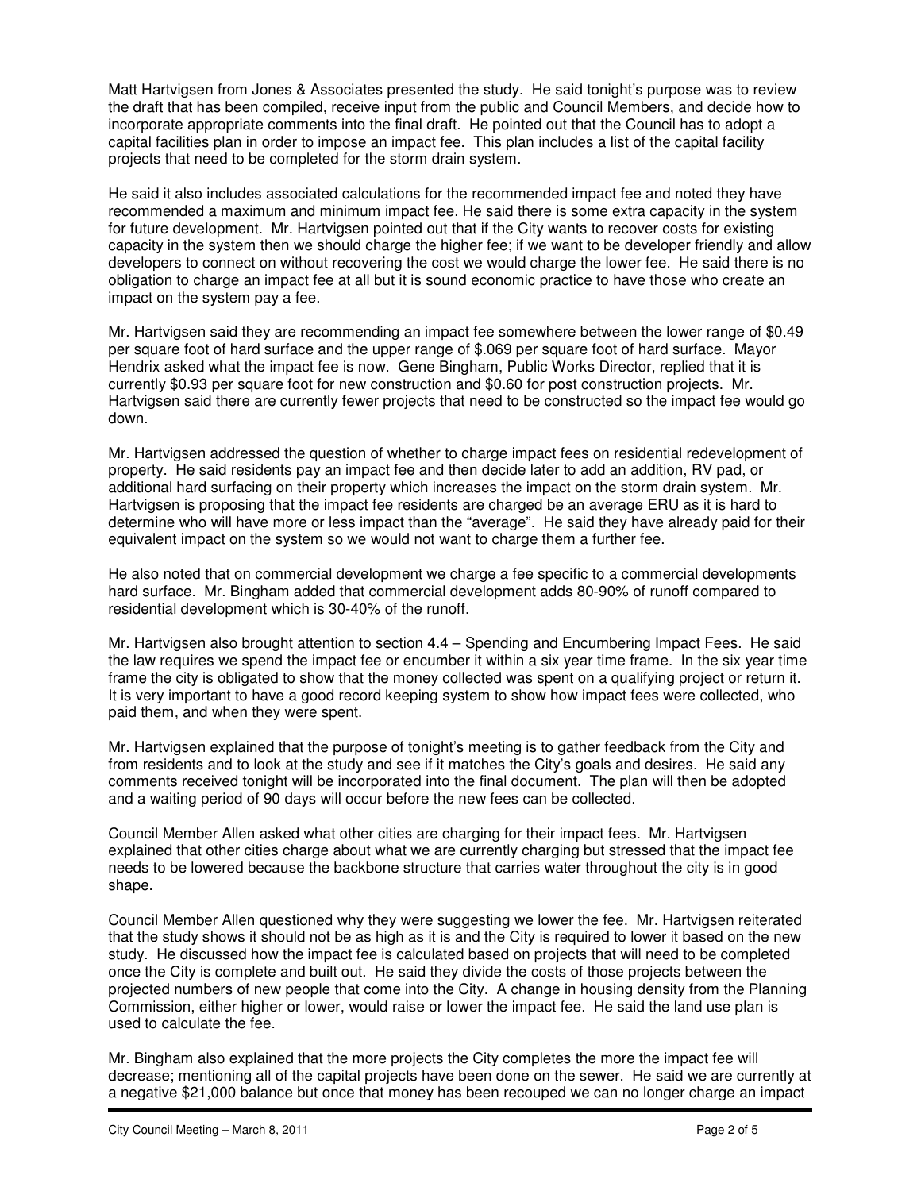Matt Hartvigsen from Jones & Associates presented the study. He said tonight's purpose was to review the draft that has been compiled, receive input from the public and Council Members, and decide how to incorporate appropriate comments into the final draft. He pointed out that the Council has to adopt a capital facilities plan in order to impose an impact fee. This plan includes a list of the capital facility projects that need to be completed for the storm drain system.

He said it also includes associated calculations for the recommended impact fee and noted they have recommended a maximum and minimum impact fee. He said there is some extra capacity in the system for future development. Mr. Hartvigsen pointed out that if the City wants to recover costs for existing capacity in the system then we should charge the higher fee; if we want to be developer friendly and allow developers to connect on without recovering the cost we would charge the lower fee. He said there is no obligation to charge an impact fee at all but it is sound economic practice to have those who create an impact on the system pay a fee.

Mr. Hartvigsen said they are recommending an impact fee somewhere between the lower range of $0.49 per square foot of hard surface and the upper range of $.069 per square foot of hard surface. Mayor Hendrix asked what the impact fee is now. Gene Bingham, Public Works Director, replied that it is currently $0.93 per square foot for new construction and $0.60 for post construction projects. Mr. Hartvigsen said there are currently fewer projects that need to be constructed so the impact fee would go down.

Mr. Hartvigsen addressed the question of whether to charge impact fees on residential redevelopment of property. He said residents pay an impact fee and then decide later to add an addition, RV pad, or additional hard surfacing on their property which increases the impact on the storm drain system. Mr. Hartvigsen is proposing that the impact fee residents are charged be an average ERU as it is hard to determine who will have more or less impact than the "average". He said they have already paid for their equivalent impact on the system so we would not want to charge them a further fee.

He also noted that on commercial development we charge a fee specific to a commercial developments hard surface. Mr. Bingham added that commercial development adds 80-90% of runoff compared to residential development which is 30-40% of the runoff.

Mr. Hartvigsen also brought attention to section 4.4 – Spending and Encumbering Impact Fees. He said the law requires we spend the impact fee or encumber it within a six year time frame. In the six year time frame the city is obligated to show that the money collected was spent on a qualifying project or return it. It is very important to have a good record keeping system to show how impact fees were collected, who paid them, and when they were spent.

Mr. Hartvigsen explained that the purpose of tonight's meeting is to gather feedback from the City and from residents and to look at the study and see if it matches the City's goals and desires. He said any comments received tonight will be incorporated into the final document. The plan will then be adopted and a waiting period of 90 days will occur before the new fees can be collected.

Council Member Allen asked what other cities are charging for their impact fees. Mr. Hartvigsen explained that other cities charge about what we are currently charging but stressed that the impact fee needs to be lowered because the backbone structure that carries water throughout the city is in good shape.

Council Member Allen questioned why they were suggesting we lower the fee. Mr. Hartvigsen reiterated that the study shows it should not be as high as it is and the City is required to lower it based on the new study. He discussed how the impact fee is calculated based on projects that will need to be completed once the City is complete and built out. He said they divide the costs of those projects between the projected numbers of new people that come into the City. A change in housing density from the Planning Commission, either higher or lower, would raise or lower the impact fee. He said the land use plan is used to calculate the fee.

Mr. Bingham also explained that the more projects the City completes the more the impact fee will decrease; mentioning all of the capital projects have been done on the sewer. He said we are currently at a negative $21,000 balance but once that money has been recouped we can no longer charge an impact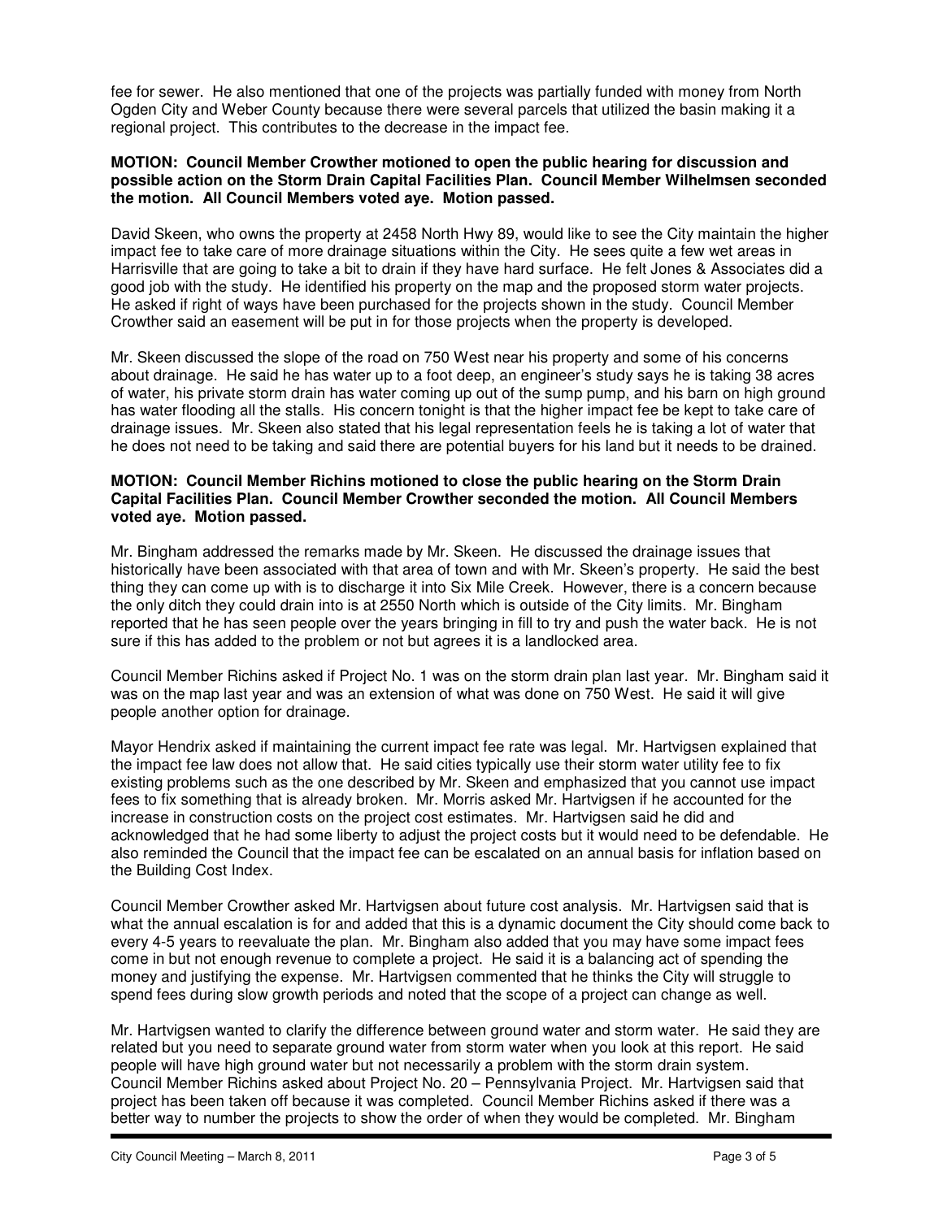fee for sewer. He also mentioned that one of the projects was partially funded with money from North Ogden City and Weber County because there were several parcels that utilized the basin making it a regional project. This contributes to the decrease in the impact fee.

**MOTION: Council Member Crowther motioned to open the public hearing for discussion and possible action on the Storm Drain Capital Facilities Plan. Council Member Wilhelmsen seconded the motion. All Council Members voted aye. Motion passed.**

David Skeen, who owns the property at 2458 North Hwy 89, would like to see the City maintain the higher impact fee to take care of more drainage situations within the City. He sees quite a few wet areas in Harrisville that are going to take a bit to drain if they have hard surface. He felt Jones & Associates did a good job with the study. He identified his property on the map and the proposed storm water projects. He asked if right of ways have been purchased for the projects shown in the study. Council Member Crowther said an easement will be put in for those projects when the property is developed.

Mr. Skeen discussed the slope of the road on 750 West near his property and some of his concerns about drainage. He said he has water up to a foot deep, an engineer's study says he is taking 38 acres of water, his private storm drain has water coming up out of the sump pump, and his barn on high ground has water flooding all the stalls. His concern tonight is that the higher impact fee be kept to take care of drainage issues. Mr. Skeen also stated that his legal representation feels he is taking a lot of water that he does not need to be taking and said there are potential buyers for his land but it needs to be drained.

**MOTION: Council Member Richins motioned to close the public hearing on the Storm Drain Capital Facilities Plan. Council Member Crowther seconded the motion. All Council Members voted aye. Motion passed.**

Mr. Bingham addressed the remarks made by Mr. Skeen. He discussed the drainage issues that historically have been associated with that area of town and with Mr. Skeen's property. He said the best thing they can come up with is to discharge it into Six Mile Creek. However, there is a concern because the only ditch they could drain into is at 2550 North which is outside of the City limits. Mr. Bingham reported that he has seen people over the years bringing in fill to try and push the water back. He is not sure if this has added to the problem or not but agrees it is a landlocked area.

Council Member Richins asked if Project No. 1 was on the storm drain plan last year. Mr. Bingham said it was on the map last year and was an extension of what was done on 750 West. He said it will give people another option for drainage.

Mayor Hendrix asked if maintaining the current impact fee rate was legal. Mr. Hartvigsen explained that the impact fee law does not allow that. He said cities typically use their storm water utility fee to fix existing problems such as the one described by Mr. Skeen and emphasized that you cannot use impact fees to fix something that is already broken. Mr. Morris asked Mr. Hartvigsen if he accounted for the increase in construction costs on the project cost estimates. Mr. Hartvigsen said he did and acknowledged that he had some liberty to adjust the project costs but it would need to be defendable. He also reminded the Council that the impact fee can be escalated on an annual basis for inflation based on the Building Cost Index.

Council Member Crowther asked Mr. Hartvigsen about future cost analysis. Mr. Hartvigsen said that is what the annual escalation is for and added that this is a dynamic document the City should come back to every 4-5 years to reevaluate the plan. Mr. Bingham also added that you may have some impact fees come in but not enough revenue to complete a project. He said it is a balancing act of spending the money and justifying the expense. Mr. Hartvigsen commented that he thinks the City will struggle to spend fees during slow growth periods and noted that the scope of a project can change as well.

Mr. Hartvigsen wanted to clarify the difference between ground water and storm water. He said they are related but you need to separate ground water from storm water when you look at this report. He said people will have high ground water but not necessarily a problem with the storm drain system. Council Member Richins asked about Project No. 20 – Pennsylvania Project. Mr. Hartvigsen said that project has been taken off because it was completed. Council Member Richins asked if there was a better way to number the projects to show the order of when they would be completed. Mr. Bingham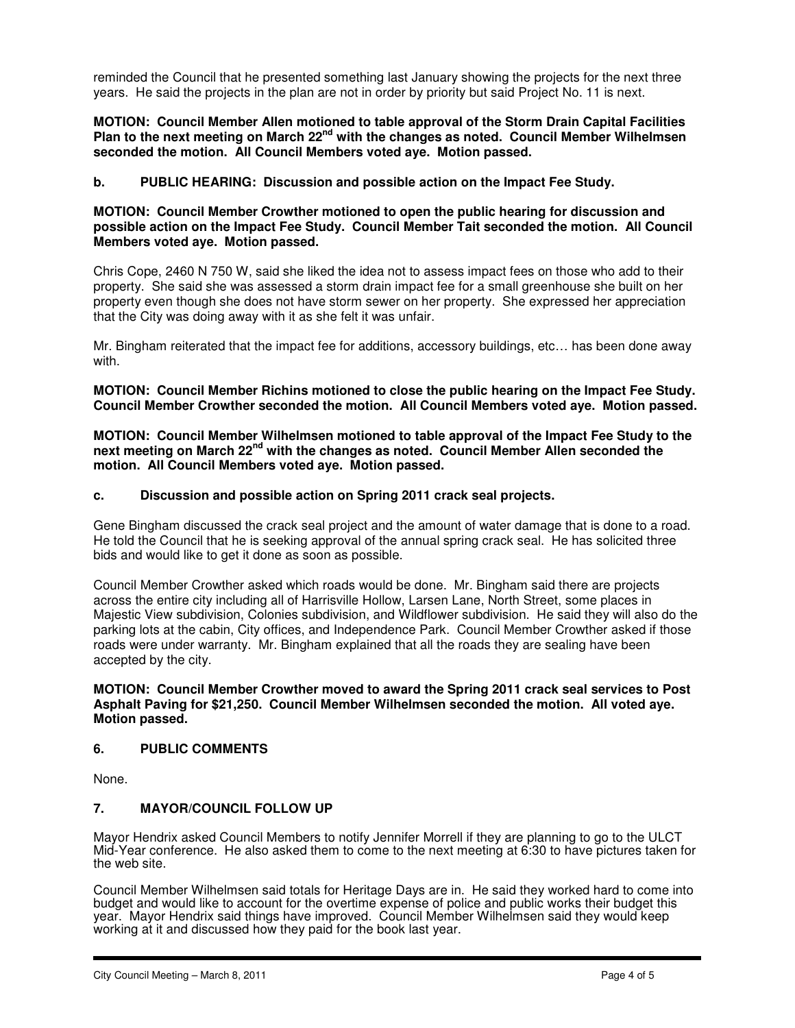reminded the Council that he presented something last January showing the projects for the next three years. He said the projects in the plan are not in order by priority but said Project No. 11 is next.

**MOTION: Council Member Allen motioned to table approval of the Storm Drain Capital Facilities Plan to the next meeting on March 22nd with the changes as noted. Council Member Wilhelmsen seconded the motion. All Council Members voted aye. Motion passed.**

**b. PUBLIC HEARING: Discussion and possible action on the Impact Fee Study.**

**MOTION: Council Member Crowther motioned to open the public hearing for discussion and possible action on the Impact Fee Study. Council Member Tait seconded the motion. All Council Members voted aye. Motion passed.**

Chris Cope, 2460 N 750 W, said she liked the idea not to assess impact fees on those who add to their property. She said she was assessed a storm drain impact fee for a small greenhouse she built on her property even though she does not have storm sewer on her property. She expressed her appreciation that the City was doing away with it as she felt it was unfair.

Mr. Bingham reiterated that the impact fee for additions, accessory buildings, etc… has been done away with.

**MOTION: Council Member Richins motioned to close the public hearing on the Impact Fee Study. Council Member Crowther seconded the motion. All Council Members voted aye. Motion passed.**

**MOTION: Council Member Wilhelmsen motioned to table approval of the Impact Fee Study to the next meeting on March 22nd with the changes as noted. Council Member Allen seconded the motion. All Council Members voted aye. Motion passed.**

**c. Discussion and possible action on Spring 2011 crack seal projects.**

Gene Bingham discussed the crack seal project and the amount of water damage that is done to a road. He told the Council that he is seeking approval of the annual spring crack seal. He has solicited three bids and would like to get it done as soon as possible.

Council Member Crowther asked which roads would be done. Mr. Bingham said there are projects across the entire city including all of Harrisville Hollow, Larsen Lane, North Street, some places in Majestic View subdivision, Colonies subdivision, and Wildflower subdivision. He said they will also do the parking lots at the cabin, City offices, and Independence Park. Council Member Crowther asked if those roads were under warranty. Mr. Bingham explained that all the roads they are sealing have been accepted by the city.

**MOTION: Council Member Crowther moved to award the Spring 2011 crack seal services to Post Asphalt Paving for $21,250. Council Member Wilhelmsen seconded the motion. All voted aye. Motion passed.**

## 6. PUBLIC COMMENTS

None.

## 7. MAYOR/COUNCIL FOLLOW UP

Mayor Hendrix asked Council Members to notify Jennifer Morrell if they are planning to go to the ULCT Mid-Year conference. He also asked them to come to the next meeting at 6:30 to have pictures taken for the web site.

Council Member Wilhelmsen said totals for Heritage Days are in. He said they worked hard to come into budget and would like to account for the overtime expense of police and public works their budget this year. Mayor Hendrix said things have improved. Council Member Wilhelmsen said they would keep working at it and discussed how they paid for the book last year.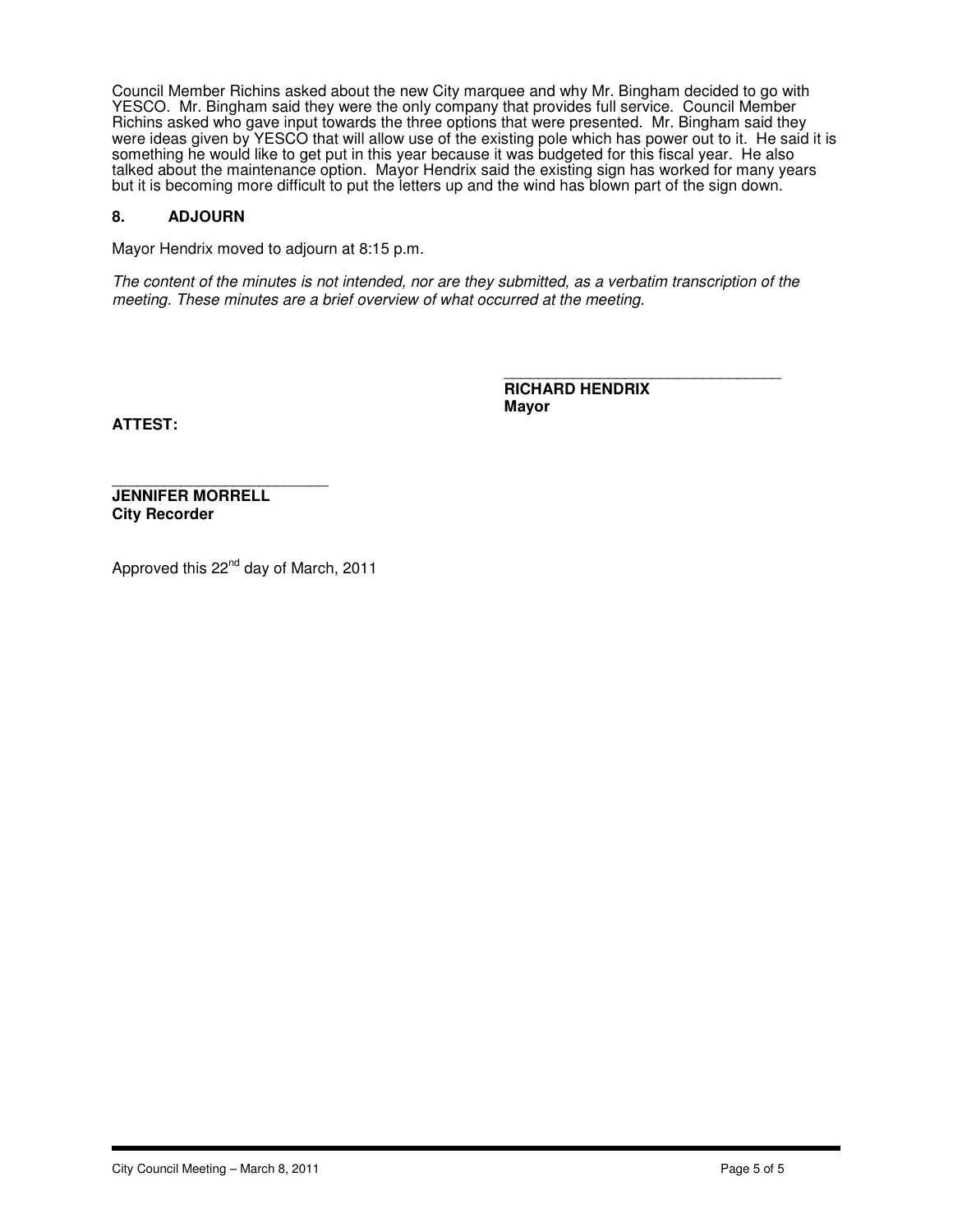Council Member Richins asked about the new City marquee and why Mr. Bingham decided to go with YESCO. Mr. Bingham said they were the only company that provides full service. Council Member Richins asked who gave input towards the three options that were presented. Mr. Bingham said they were ideas given by YESCO that will allow use of the existing pole which has power out to it. He said it is something he would like to get put in this year because it was budgeted for this fiscal year. He also talked about the maintenance option. Mayor Hendrix said the existing sign has worked for many years but it is becoming more difficult to put the letters up and the wind has blown part of the sign down.

## 8. ADJOURN

Mayor Hendrix moved to adjourn at 8:15 p.m.

*The content of the minutes is not intended, nor are they submitted, as a verbatim transcription of the meeting. These minutes are a brief overview of what occurred at the meeting.*

\_\_\_\_\_\_\_\_\_\_\_\_\_\_\_\_\_\_\_\_\_\_\_\_\_\_\_\_\_\_\_\_\_\_

**RICHARD HENDRIX**
**Mayor**

**ATTEST:**

\_\_\_\_\_\_\_\_\_\_\_\_\_\_\_\_\_\_\_\_\_\_\_\_\_\_\_

**JENNIFER MORRELL**
**City Recorder**

Approved this 22nd day of March, 2011